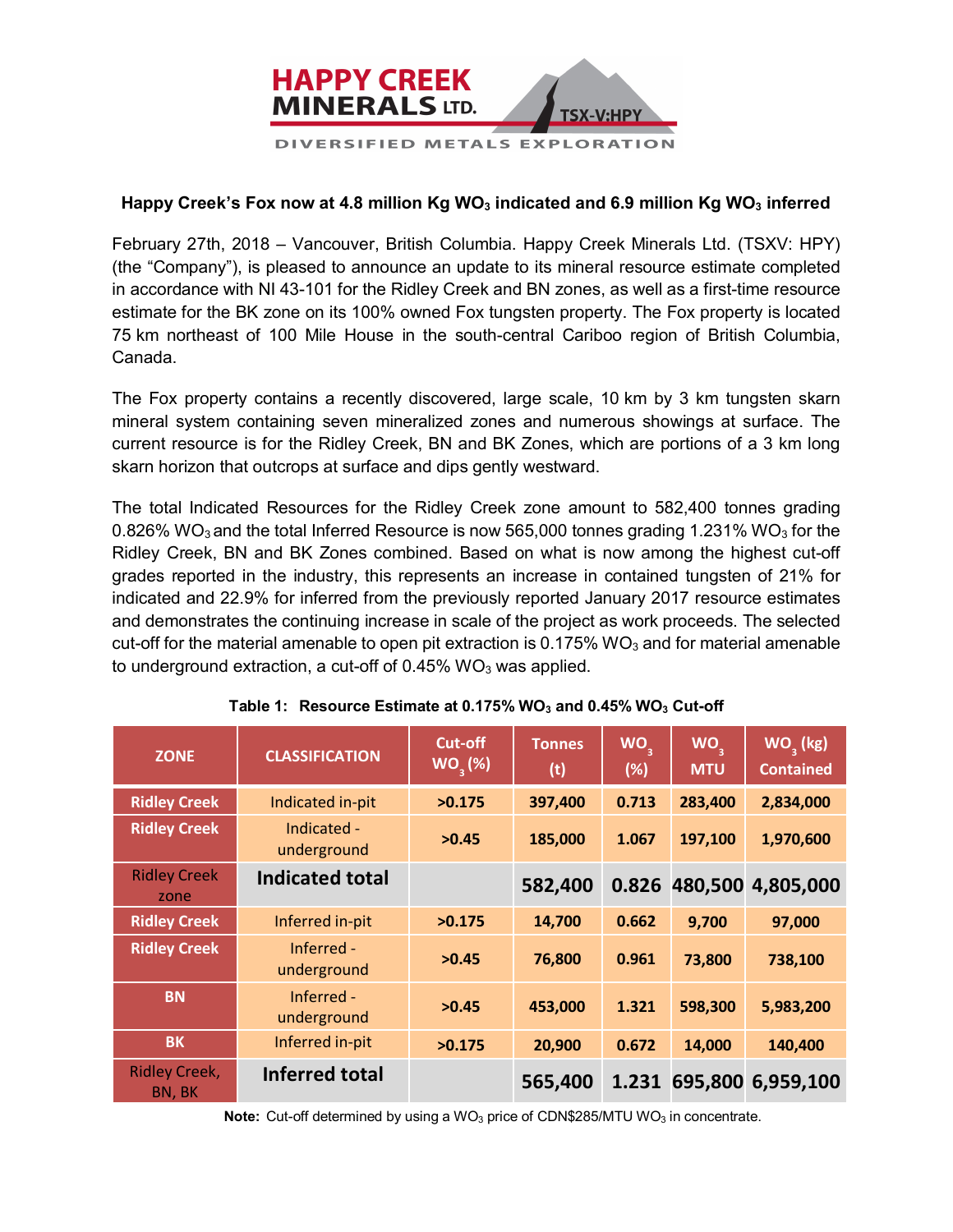HAPPY CREEK MINERALS LTD. TSX-V:HPY

DIVERSIFIED METALS EXPLORATION

## Happy Creek's Fox now at 4.8 million Kg $WO_3$ indicated and 6.9 million Kg $WO_3$ inferred

February 27th, 2018 – Vancouver, British Columbia. Happy Creek Minerals Ltd. (TSXV: HPY) (the "Company"), is pleased to announce an update to its mineral resource estimate completed in accordance with NI 43-101 for the Ridley Creek and BN zones, as well as a first-time resource estimate for the BK zone on its 100% owned Fox tungsten property. The Fox property is located 75 km northeast of 100 Mile House in the south-central Cariboo region of British Columbia, Canada.

The Fox property contains a recently discovered, large scale, 10 km by 3 km tungsten skarn mineral system containing seven mineralized zones and numerous showings at surface. The current resource is for the Ridley Creek, BN and BK Zones, which are portions of a 3 km long skarn horizon that outcrops at surface and dips gently westward.

The total Indicated Resources for the Ridley Creek zone amount to 582,400 tonnes grading 0.826% $WO_3$ and the total Inferred Resource is now 565,000 tonnes grading 1.231% $WO_3$ for the Ridley Creek, BN and BK Zones combined. Based on what is now among the highest cut-off grades reported in the industry, this represents an increase in contained tungsten of 21% for indicated and 22.9% for inferred from the previously reported January 2017 resource estimates and demonstrates the continuing increase in scale of the project as work proceeds. The selected cut-off for the material amenable to open pit extraction is 0.175% $WO_3$ and for material amenable to underground extraction, a cut-off of 0.45% $WO_3$ was applied.

**Table 1: Resource Estimate at 0.175% $WO_3$ and 0.45% $WO_3$ Cut-off**

| ZONE | CLASSIFICATION | Cut-off $WO_3$ (%) | Tonnes (t) | $WO_3$ (%) | $WO_3$ MTU | $WO_3$ (kg) Contained |
|---|---|---|---|---|---|---|
| Ridley Creek | Indicated in-pit | >0.175 | 397,400 | 0.713 | 283,400 | 2,834,000 |
| Ridley Creek | Indicated - underground | >0.45 | 185,000 | 1.067 | 197,100 | 1,970,600 |
| Ridley Creek zone | **Indicated total** | | **582,400** | **0.826** | **480,500** | **4,805,000** |
| Ridley Creek | Inferred in-pit | >0.175 | 14,700 | 0.662 | 9,700 | 97,000 |
| Ridley Creek | Inferred - underground | >0.45 | 76,800 | 0.961 | 73,800 | 738,100 |
| BN | Inferred - underground | >0.45 | 453,000 | 1.321 | 598,300 | 5,983,200 |
| BK | Inferred in-pit | >0.175 | 20,900 | 0.672 | 14,000 | 140,400 |
| Ridley Creek, BN, BK | **Inferred total** | | **565,400** | **1.231** | **695,800** | **6,959,100** |

**Note:** Cut-off determined by using a $WO_3$ price of CDN$285/MTU $WO_3$ in concentrate.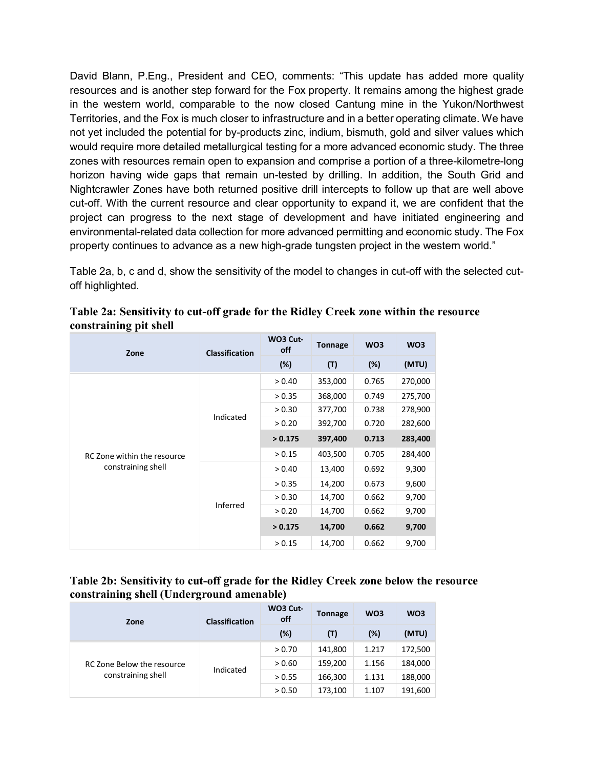David Blann, P.Eng., President and CEO, comments: "This update has added more quality resources and is another step forward for the Fox property. It remains among the highest grade in the western world, comparable to the now closed Cantung mine in the Yukon/Northwest Territories, and the Fox is much closer to infrastructure and in a better operating climate. We have not yet included the potential for by-products zinc, indium, bismuth, gold and silver values which would require more detailed metallurgical testing for a more advanced economic study. The three zones with resources remain open to expansion and comprise a portion of a three-kilometre-long horizon having wide gaps that remain un-tested by drilling. In addition, the South Grid and Nightcrawler Zones have both returned positive drill intercepts to follow up that are well above cut-off. With the current resource and clear opportunity to expand it, we are confident that the project can progress to the next stage of development and have initiated engineering and environmental-related data collection for more advanced permitting and economic study. The Fox property continues to advance as a new high-grade tungsten project in the western world."

Table 2a, b, c and d, show the sensitivity of the model to changes in cut-off with the selected cut-off highlighted.

**Table 2a: Sensitivity to cut-off grade for the Ridley Creek zone within the resource constraining pit shell**

| Zone | Classification | WO3 Cut-off | Tonnage | WO3 | WO3 |
|---|---|---|---|---|---|
| | | (%) | (T) | (%) | (MTU) |
| RC Zone within the resource constraining shell | Indicated | > 0.40 | 353,000 | 0.765 | 270,000 |
| | | > 0.35 | 368,000 | 0.749 | 275,700 |
| | | > 0.30 | 377,700 | 0.738 | 278,900 |
| | | > 0.20 | 392,700 | 0.720 | 282,600 |
| | | **> 0.175** | **397,400** | **0.713** | **283,400** |
| | | > 0.15 | 403,500 | 0.705 | 284,400 |
| | Inferred | > 0.40 | 13,400 | 0.692 | 9,300 |
| | | > 0.35 | 14,200 | 0.673 | 9,600 |
| | | > 0.30 | 14,700 | 0.662 | 9,700 |
| | | > 0.20 | 14,700 | 0.662 | 9,700 |
| | | **> 0.175** | **14,700** | **0.662** | **9,700** |
| | | > 0.15 | 14,700 | 0.662 | 9,700 |

**Table 2b: Sensitivity to cut-off grade for the Ridley Creek zone below the resource constraining shell (Underground amenable)**

| Zone | Classification | WO3 Cut-off | Tonnage | WO3 | WO3 |
|---|---|---|---|---|---|
| | | (%) | (T) | (%) | (MTU) |
| RC Zone Below the resource constraining shell | Indicated | > 0.70 | 141,800 | 1.217 | 172,500 |
| | | > 0.60 | 159,200 | 1.156 | 184,000 |
| | | > 0.55 | 166,300 | 1.131 | 188,000 |
| | | > 0.50 | 173,100 | 1.107 | 191,600 |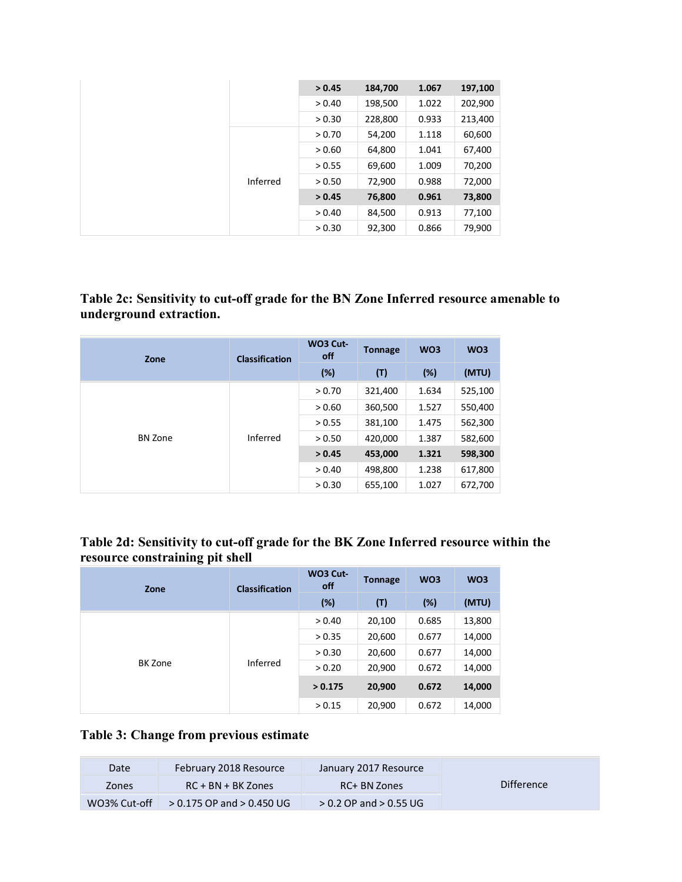| | | > 0.45 | 184,700 | 1.067 | 197,100 |
|---|---|---|---|---|---|
| | | > 0.40 | 198,500 | 1.022 | 202,900 |
| | | > 0.30 | 228,800 | 0.933 | 213,400 |
| | Inferred | > 0.70 | 54,200 | 1.118 | 60,600 |
| | | > 0.60 | 64,800 | 1.041 | 67,400 |
| | | > 0.55 | 69,600 | 1.009 | 70,200 |
| | | > 0.50 | 72,900 | 0.988 | 72,000 |
| | | **> 0.45** | **76,800** | **0.961** | **73,800** |
| | | > 0.40 | 84,500 | 0.913 | 77,100 |
| | | > 0.30 | 92,300 | 0.866 | 79,900 |

**Table 2c: Sensitivity to cut-off grade for the BN Zone Inferred resource amenable to underground extraction.**

| Zone | Classification | WO3 Cut-off | Tonnage | WO3 | WO3 |
|---|---|---|---|---|---|
| | | (%) | (T) | (%) | (MTU) |
| BN Zone | Inferred | > 0.70 | 321,400 | 1.634 | 525,100 |
| | | > 0.60 | 360,500 | 1.527 | 550,400 |
| | | > 0.55 | 381,100 | 1.475 | 562,300 |
| | | > 0.50 | 420,000 | 1.387 | 582,600 |
| | | **> 0.45** | **453,000** | **1.321** | **598,300** |
| | | > 0.40 | 498,800 | 1.238 | 617,800 |
| | | > 0.30 | 655,100 | 1.027 | 672,700 |

**Table 2d: Sensitivity to cut-off grade for the BK Zone Inferred resource within the resource constraining pit shell**

| Zone | Classification | WO3 Cut-off | Tonnage | WO3 | WO3 |
|---|---|---|---|---|---|
| | | (%) | (T) | (%) | (MTU) |
| BK Zone | Inferred | > 0.40 | 20,100 | 0.685 | 13,800 |
| | | > 0.35 | 20,600 | 0.677 | 14,000 |
| | | > 0.30 | 20,600 | 0.677 | 14,000 |
| | | > 0.20 | 20,900 | 0.672 | 14,000 |
| | | **> 0.175** | **20,900** | **0.672** | **14,000** |
| | | > 0.15 | 20,900 | 0.672 | 14,000 |

**Table 3: Change from previous estimate**

| Date | February 2018 Resource | January 2017 Resource | Difference |
|---|---|---|---|
| Zones | RC + BN + BK Zones | RC+ BN Zones | |
| WO3% Cut-off | > 0.175 OP and > 0.450 UG | > 0.2 OP and > 0.55 UG | |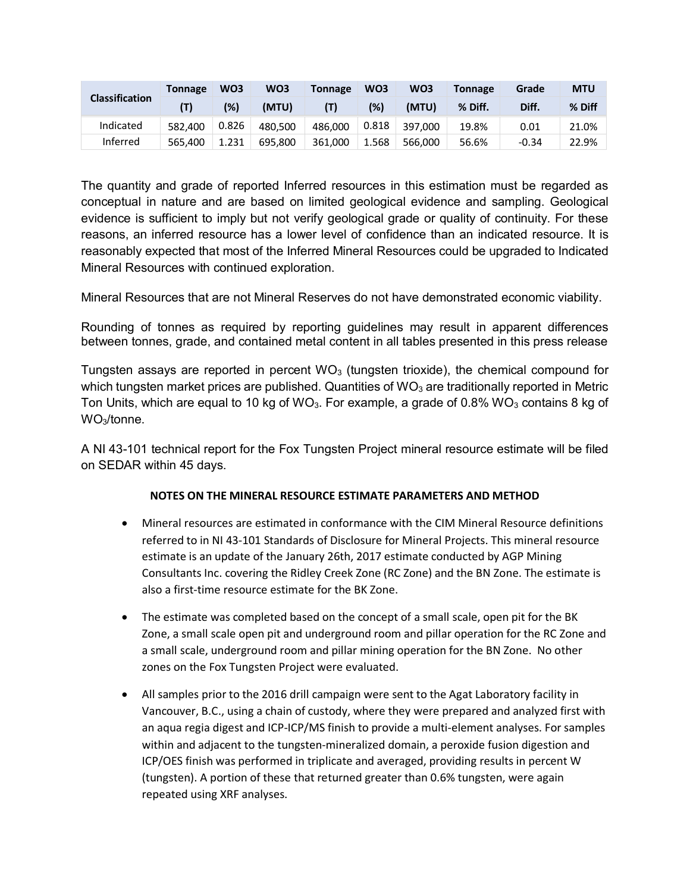| Classification | Tonnage | WO3 | WO3 | Tonnage | WO3 | WO3 | Tonnage | Grade | MTU |
|---|---|---|---|---|---|---|---|---|---|
| | (T) | (%) | (MTU) | (T) | (%) | (MTU) | % Diff. | Diff. | % Diff |
| Indicated | 582,400 | 0.826 | 480,500 | 486,000 | 0.818 | 397,000 | 19.8% | 0.01 | 21.0% |
| Inferred | 565,400 | 1.231 | 695,800 | 361,000 | 1.568 | 566,000 | 56.6% | -0.34 | 22.9% |

The quantity and grade of reported Inferred resources in this estimation must be regarded as conceptual in nature and are based on limited geological evidence and sampling. Geological evidence is sufficient to imply but not verify geological grade or quality of continuity. For these reasons, an inferred resource has a lower level of confidence than an indicated resource. It is reasonably expected that most of the Inferred Mineral Resources could be upgraded to Indicated Mineral Resources with continued exploration.

Mineral Resources that are not Mineral Reserves do not have demonstrated economic viability.

Rounding of tonnes as required by reporting guidelines may result in apparent differences between tonnes, grade, and contained metal content in all tables presented in this press release

Tungsten assays are reported in percent $WO_3$ (tungsten trioxide), the chemical compound for which tungsten market prices are published. Quantities of $WO_3$ are traditionally reported in Metric Ton Units, which are equal to 10 kg of $WO_3$. For example, a grade of 0.8% $WO_3$ contains 8 kg of $WO_3$/tonne.

A NI 43-101 technical report for the Fox Tungsten Project mineral resource estimate will be filed on SEDAR within 45 days.

**NOTES ON THE MINERAL RESOURCE ESTIMATE PARAMETERS AND METHOD**

- Mineral resources are estimated in conformance with the CIM Mineral Resource definitions referred to in NI 43-101 Standards of Disclosure for Mineral Projects. This mineral resource estimate is an update of the January 26th, 2017 estimate conducted by AGP Mining Consultants Inc. covering the Ridley Creek Zone (RC Zone) and the BN Zone. The estimate is also a first-time resource estimate for the BK Zone.
- The estimate was completed based on the concept of a small scale, open pit for the BK Zone, a small scale open pit and underground room and pillar operation for the RC Zone and a small scale, underground room and pillar mining operation for the BN Zone. No other zones on the Fox Tungsten Project were evaluated.
- All samples prior to the 2016 drill campaign were sent to the Agat Laboratory facility in Vancouver, B.C., using a chain of custody, where they were prepared and analyzed first with an aqua regia digest and ICP-ICP/MS finish to provide a multi-element analyses. For samples within and adjacent to the tungsten-mineralized domain, a peroxide fusion digestion and ICP/OES finish was performed in triplicate and averaged, providing results in percent W (tungsten). A portion of these that returned greater than 0.6% tungsten, were again repeated using XRF analyses.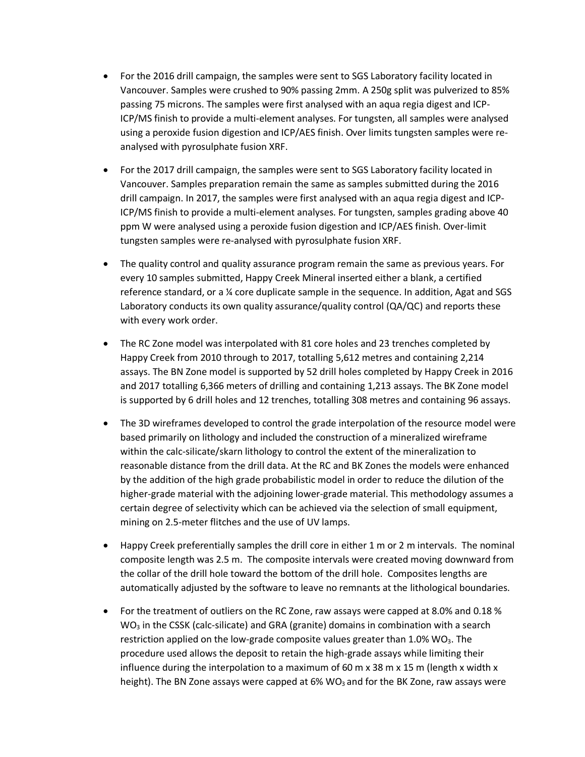- For the 2016 drill campaign, the samples were sent to SGS Laboratory facility located in Vancouver. Samples were crushed to 90% passing 2mm. A 250g split was pulverized to 85% passing 75 microns. The samples were first analysed with an aqua regia digest and ICP-ICP/MS finish to provide a multi-element analyses. For tungsten, all samples were analysed using a peroxide fusion digestion and ICP/AES finish. Over limits tungsten samples were re-analysed with pyrosulphate fusion XRF.

- For the 2017 drill campaign, the samples were sent to SGS Laboratory facility located in Vancouver. Samples preparation remain the same as samples submitted during the 2016 drill campaign. In 2017, the samples were first analysed with an aqua regia digest and ICP-ICP/MS finish to provide a multi-element analyses. For tungsten, samples grading above 40 ppm W were analysed using a peroxide fusion digestion and ICP/AES finish. Over-limit tungsten samples were re-analysed with pyrosulphate fusion XRF.

- The quality control and quality assurance program remain the same as previous years. For every 10 samples submitted, Happy Creek Mineral inserted either a blank, a certified reference standard, or a ¼ core duplicate sample in the sequence. In addition, Agat and SGS Laboratory conducts its own quality assurance/quality control (QA/QC) and reports these with every work order.

- The RC Zone model was interpolated with 81 core holes and 23 trenches completed by Happy Creek from 2010 through to 2017, totalling 5,612 metres and containing 2,214 assays. The BN Zone model is supported by 52 drill holes completed by Happy Creek in 2016 and 2017 totalling 6,366 meters of drilling and containing 1,213 assays. The BK Zone model is supported by 6 drill holes and 12 trenches, totalling 308 metres and containing 96 assays.

- The 3D wireframes developed to control the grade interpolation of the resource model were based primarily on lithology and included the construction of a mineralized wireframe within the calc-silicate/skarn lithology to control the extent of the mineralization to reasonable distance from the drill data. At the RC and BK Zones the models were enhanced by the addition of the high grade probabilistic model in order to reduce the dilution of the higher-grade material with the adjoining lower-grade material. This methodology assumes a certain degree of selectivity which can be achieved via the selection of small equipment, mining on 2.5-meter flitches and the use of UV lamps.

- Happy Creek preferentially samples the drill core in either 1 m or 2 m intervals. The nominal composite length was 2.5 m. The composite intervals were created moving downward from the collar of the drill hole toward the bottom of the drill hole. Composites lengths are automatically adjusted by the software to leave no remnants at the lithological boundaries.

- For the treatment of outliers on the RC Zone, raw assays were capped at 8.0% and 0.18 % $WO_3$ in the CSSK (calc-silicate) and GRA (granite) domains in combination with a search restriction applied on the low-grade composite values greater than 1.0% $WO_3$. The procedure used allows the deposit to retain the high-grade assays while limiting their influence during the interpolation to a maximum of 60 m x 38 m x 15 m (length x width x height). The BN Zone assays were capped at 6% $WO_3$ and for the BK Zone, raw assays were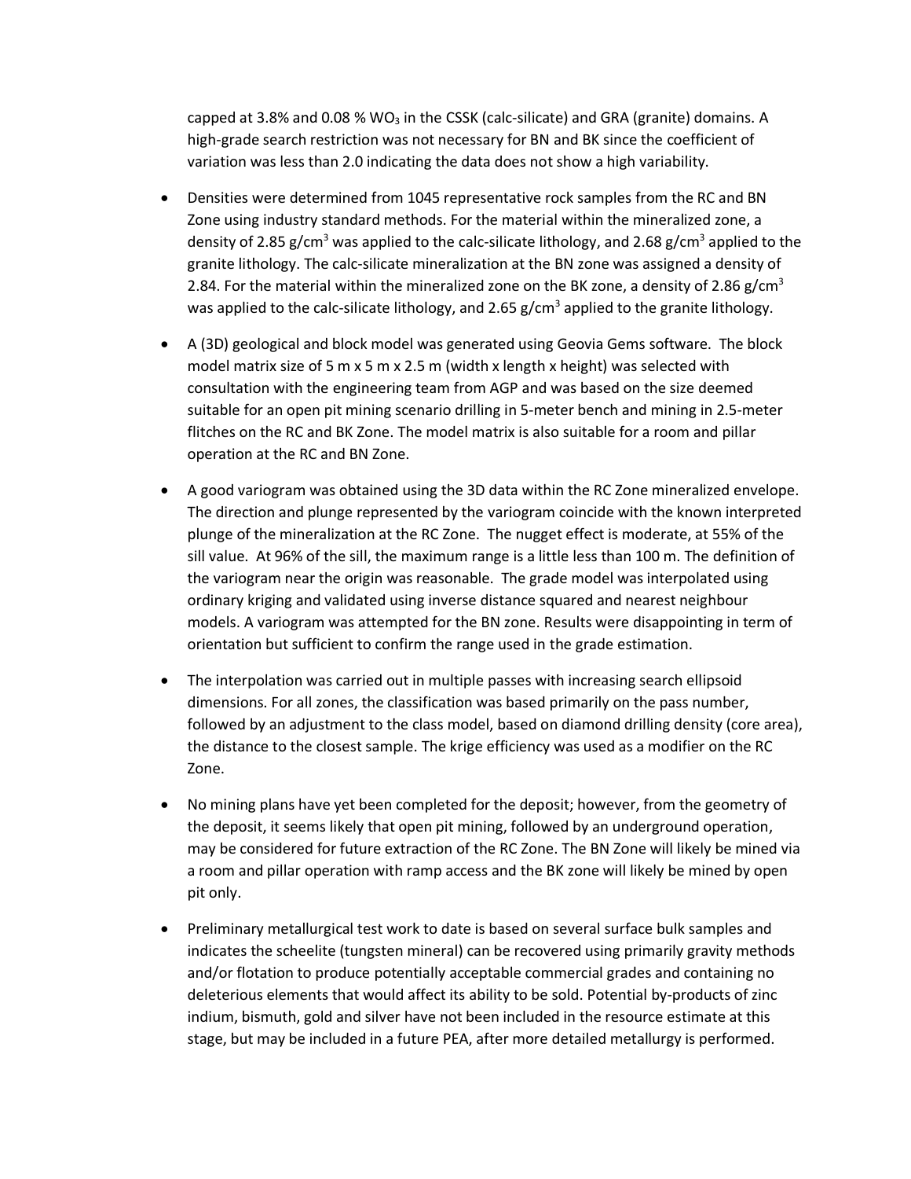capped at 3.8% and 0.08 % $WO_3$ in the CSSK (calc-silicate) and GRA (granite) domains. A high-grade search restriction was not necessary for BN and BK since the coefficient of variation was less than 2.0 indicating the data does not show a high variability.

- Densities were determined from 1045 representative rock samples from the RC and BN Zone using industry standard methods. For the material within the mineralized zone, a density of 2.85 g/cm$^3$ was applied to the calc-silicate lithology, and 2.68 g/cm$^3$ applied to the granite lithology. The calc-silicate mineralization at the BN zone was assigned a density of 2.84. For the material within the mineralized zone on the BK zone, a density of 2.86 g/cm$^3$ was applied to the calc-silicate lithology, and 2.65 g/cm$^3$ applied to the granite lithology.
- A (3D) geological and block model was generated using Geovia Gems software. The block model matrix size of 5 m x 5 m x 2.5 m (width x length x height) was selected with consultation with the engineering team from AGP and was based on the size deemed suitable for an open pit mining scenario drilling in 5-meter bench and mining in 2.5-meter flitches on the RC and BK Zone. The model matrix is also suitable for a room and pillar operation at the RC and BN Zone.
- A good variogram was obtained using the 3D data within the RC Zone mineralized envelope. The direction and plunge represented by the variogram coincide with the known interpreted plunge of the mineralization at the RC Zone. The nugget effect is moderate, at 55% of the sill value. At 96% of the sill, the maximum range is a little less than 100 m. The definition of the variogram near the origin was reasonable. The grade model was interpolated using ordinary kriging and validated using inverse distance squared and nearest neighbour models. A variogram was attempted for the BN zone. Results were disappointing in term of orientation but sufficient to confirm the range used in the grade estimation.
- The interpolation was carried out in multiple passes with increasing search ellipsoid dimensions. For all zones, the classification was based primarily on the pass number, followed by an adjustment to the class model, based on diamond drilling density (core area), the distance to the closest sample. The krige efficiency was used as a modifier on the RC Zone.
- No mining plans have yet been completed for the deposit; however, from the geometry of the deposit, it seems likely that open pit mining, followed by an underground operation, may be considered for future extraction of the RC Zone. The BN Zone will likely be mined via a room and pillar operation with ramp access and the BK zone will likely be mined by open pit only.
- Preliminary metallurgical test work to date is based on several surface bulk samples and indicates the scheelite (tungsten mineral) can be recovered using primarily gravity methods and/or flotation to produce potentially acceptable commercial grades and containing no deleterious elements that would affect its ability to be sold. Potential by-products of zinc indium, bismuth, gold and silver have not been included in the resource estimate at this stage, but may be included in a future PEA, after more detailed metallurgy is performed.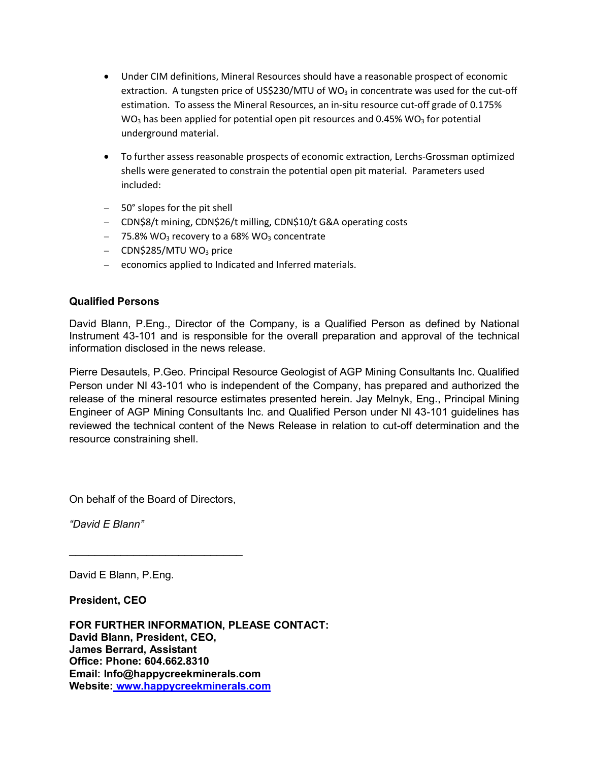- Under CIM definitions, Mineral Resources should have a reasonable prospect of economic extraction. A tungsten price of US$230/MTU of $WO_3$ in concentrate was used for the cut-off estimation. To assess the Mineral Resources, an in-situ resource cut-off grade of 0.175% $WO_3$ has been applied for potential open pit resources and 0.45% $WO_3$ for potential underground material.

- To further assess reasonable prospects of economic extraction, Lerchs-Grossman optimized shells were generated to constrain the potential open pit material. Parameters used included:

  - 50° slopes for the pit shell
  - CDN$8/t mining, CDN$26/t milling, CDN$10/t G&A operating costs
  - 75.8% $WO_3$ recovery to a 68% $WO_3$ concentrate
  - CDN$285/MTU $WO_3$ price
  - economics applied to Indicated and Inferred materials.

**Qualified Persons**

David Blann, P.Eng., Director of the Company, is a Qualified Person as defined by National Instrument 43-101 and is responsible for the overall preparation and approval of the technical information disclosed in the news release.

Pierre Desautels, P.Geo. Principal Resource Geologist of AGP Mining Consultants Inc. Qualified Person under NI 43-101 who is independent of the Company, has prepared and authorized the release of the mineral resource estimates presented herein. Jay Melnyk, Eng., Principal Mining Engineer of AGP Mining Consultants Inc. and Qualified Person under NI 43-101 guidelines has reviewed the technical content of the News Release in relation to cut-off determination and the resource constraining shell.

On behalf of the Board of Directors,

*"David E Blann"*

______________________________

David E Blann, P.Eng.

**President, CEO**

**FOR FURTHER INFORMATION, PLEASE CONTACT:**
**David Blann, President, CEO,**
**James Berrard, Assistant**
**Office: Phone: 604.662.8310**
**Email: Info@happycreekminerals.com**
**Website: [www.happycreekminerals.com](http://www.happycreekminerals.com)**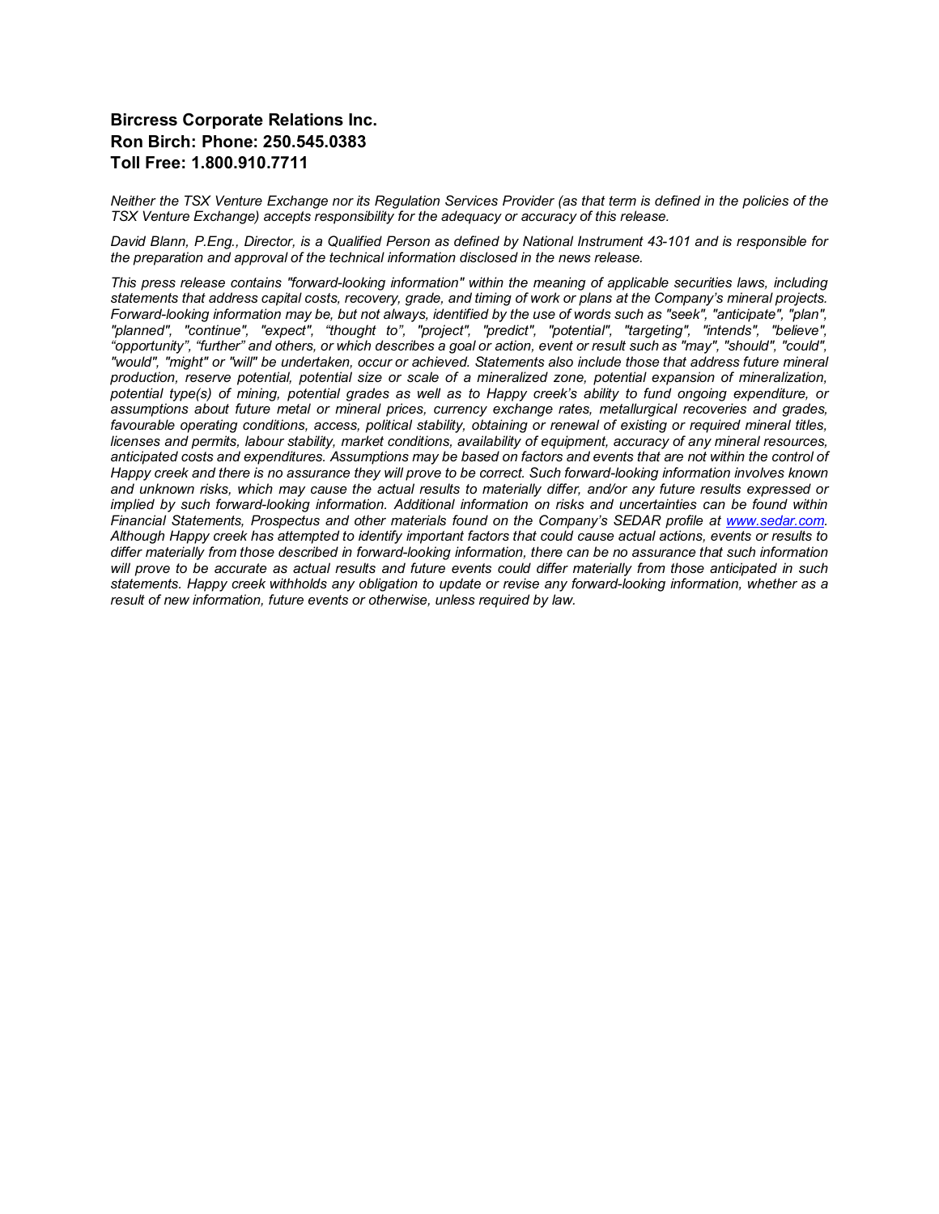**Bircress Corporate Relations Inc.**
**Ron Birch: Phone: 250.545.0383**
**Toll Free: 1.800.910.7711**

*Neither the TSX Venture Exchange nor its Regulation Services Provider (as that term is defined in the policies of the TSX Venture Exchange) accepts responsibility for the adequacy or accuracy of this release.*

*David Blann, P.Eng., Director, is a Qualified Person as defined by National Instrument 43-101 and is responsible for the preparation and approval of the technical information disclosed in the news release.*

*This press release contains "forward-looking information" within the meaning of applicable securities laws, including statements that address capital costs, recovery, grade, and timing of work or plans at the Company's mineral projects. Forward-looking information may be, but not always, identified by the use of words such as "seek", "anticipate", "plan", "planned", "continue", "expect", "thought to", "project", "predict", "potential", "targeting", "intends", "believe", "opportunity", "further" and others, or which describes a goal or action, event or result such as "may", "should", "could", "would", "might" or "will" be undertaken, occur or achieved. Statements also include those that address future mineral production, reserve potential, potential size or scale of a mineralized zone, potential expansion of mineralization, potential type(s) of mining, potential grades as well as to Happy creek's ability to fund ongoing expenditure, or assumptions about future metal or mineral prices, currency exchange rates, metallurgical recoveries and grades, favourable operating conditions, access, political stability, obtaining or renewal of existing or required mineral titles, licenses and permits, labour stability, market conditions, availability of equipment, accuracy of any mineral resources, anticipated costs and expenditures. Assumptions may be based on factors and events that are not within the control of Happy creek and there is no assurance they will prove to be correct. Such forward-looking information involves known and unknown risks, which may cause the actual results to materially differ, and/or any future results expressed or implied by such forward-looking information. Additional information on risks and uncertainties can be found within Financial Statements, Prospectus and other materials found on the Company's SEDAR profile at [www.sedar.com](http://www.sedar.com). Although Happy creek has attempted to identify important factors that could cause actual actions, events or results to differ materially from those described in forward-looking information, there can be no assurance that such information will prove to be accurate as actual results and future events could differ materially from those anticipated in such statements. Happy creek withholds any obligation to update or revise any forward-looking information, whether as a result of new information, future events or otherwise, unless required by law.*